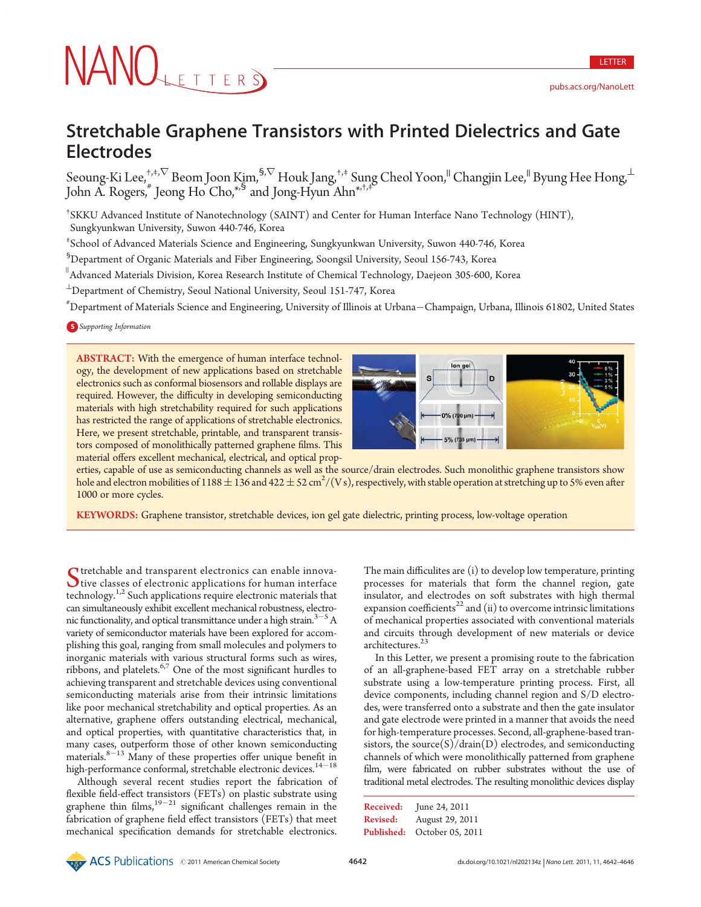# Stretchable Graphene Transistors with Printed Dielectrics and Gate Electrodes

Seoung-Ki Lee,[†,‡,▽] Beom Joon Kim,[§,▽] Houk Jang,[†,‡] Sung Cheol Yoon,[∥] Changjin Lee,[∥] Byung Hee Hong,[⊥] John A. Rogers,[#] Jeong Ho Cho,[*,§] and Jong-Hyun Ahn[*,†,‡]

[†]SKKU Advanced Institute of Nanotechnology (SAINT) and Center for Human Interface Nano Technology (HINT), Sungkyunkwan University, Suwon 440-746, Korea

[‡]School of Advanced Materials Science and Engineering, Sungkyunkwan University, Suwon 440-746, Korea

[§]Department of Organic Materials and Fiber Engineering, Soongsil University, Seoul 156-743, Korea

[∥]Advanced Materials Division, Korea Research Institute of Chemical Technology, Daejeon 305-600, Korea

[⊥]Department of Chemistry, Seoul National University, Seoul 151-747, Korea

[#]Department of Materials Science and Engineering, University of Illinois at Urbana−Champaign, Urbana, Illinois 61802, United States

*Supporting Information*

**ABSTRACT:** With the emergence of human interface technology, the development of new applications based on stretchable electronics such as conformal biosensors and rollable displays are required. However, the difficulty in developing semiconducting materials with high stretchability required for such applications has restricted the range of applications of stretchable electronics. Here, we present stretchable, printable, and transparent transistors composed of monolithically patterned graphene films. This material offers excellent mechanical, electrical, and optical properties, capable of use as semiconducting channels as well as the source/drain electrodes. Such monolithic graphene transistors show hole and electron mobilities of $1188 \pm 136$ and $422 \pm 52$ cm$^2$/(V s), respectively, with stable operation at stretching up to 5% even after 1000 or more cycles.

**KEYWORDS:** Graphene transistor, stretchable devices, ion gel gate dielectric, printing process, low-voltage operation

Stretchable and transparent electronics can enable innovative classes of electronic applications for human interface technology.[1,2] Such applications require electronic materials that can simultaneously exhibit excellent mechanical robustness, electronic functionality, and optical transmittance under a high strain.[3−5] A variety of semiconductor materials have been explored for accomplishing this goal, ranging from small molecules and polymers to inorganic materials with various structural forms such as wires, ribbons, and platelets.[6,7] One of the most significant hurdles to achieving transparent and stretchable devices using conventional semiconducting materials arise from their intrinsic limitations like poor mechanical stretchability and optical properties. As an alternative, graphene offers outstanding electrical, mechanical, and optical properties, with quantitative characteristics that, in many cases, outperform those of other known semiconducting materials.[8−13] Many of these properties offer unique benefit in high-performance conformal, stretchable electronic devices.[14−18]

Although several recent studies report the fabrication of flexible field-effect transistors (FETs) on plastic substrate using graphene thin films,[19−21] significant challenges remain in the fabrication of graphene field effect transistors (FETs) that meet mechanical specification demands for stretchable electronics. The main difficulites are (i) to develop low temperature, printing processes for materials that form the channel region, gate insulator, and electrodes on soft substrates with high thermal expansion coefficients[22] and (ii) to overcome intrinsic limitations of mechanical properties associated with conventional materials and circuits through development of new materials or device architectures.[23]

In this Letter, we present a promising route to the fabrication of an all-graphene-based FET array on a stretchable rubber substrate using a low-temperature printing process. First, all device components, including channel region and S/D electrodes, were transferred onto a substrate and then the gate insulator and gate electrode were printed in a manner that avoids the need for high-temperature processes. Second, all-graphene-based transistors, the source(S)/drain(D) electrodes, and semiconducting channels of which were monolithically patterned from graphene film, were fabricated on rubber substrates without the use of traditional metal electrodes. The resulting monolithic devices display

**Received:** June 24, 2011
**Revised:** August 29, 2011
**Published:** October 05, 2011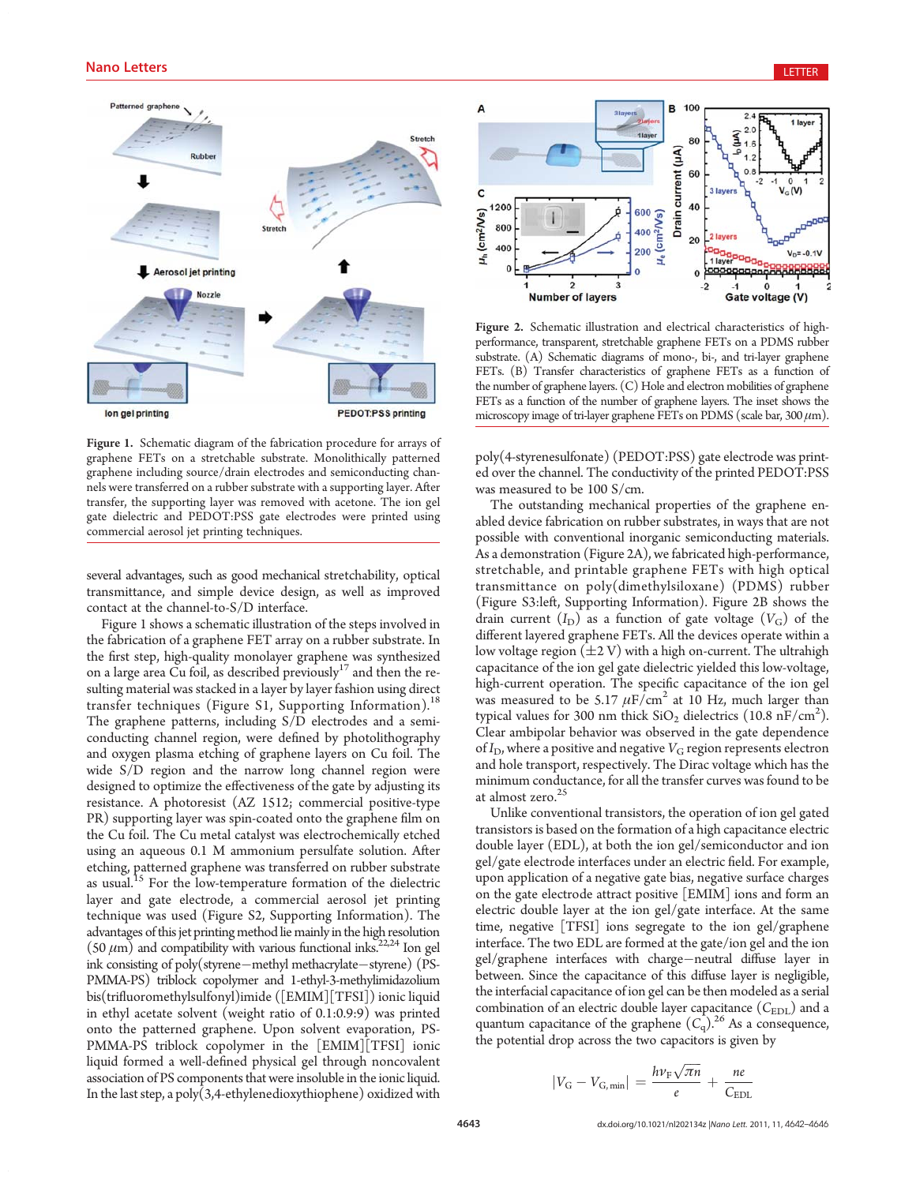Figure 1. Schematic diagram of the fabrication procedure for arrays of graphene FETs on a stretchable substrate. Monolithically patterned graphene including source/drain electrodes and semiconducting channels were transferred on a rubber substrate with a supporting layer. After transfer, the supporting layer was removed with acetone. The ion gel gate dielectric and PEDOT:PSS gate electrodes were printed using commercial aerosol jet printing techniques.

several advantages, such as good mechanical stretchability, optical transmittance, and simple device design, as well as improved contact at the channel-to-S/D interface.

Figure 1 shows a schematic illustration of the steps involved in the fabrication of a graphene FET array on a rubber substrate. In the first step, high-quality monolayer graphene was synthesized on a large area Cu foil, as described previously[17] and then the resulting material was stacked in a layer by layer fashion using direct transfer techniques (Figure S1, Supporting Information).[18] The graphene patterns, including S/D electrodes and a semiconducting channel region, were defined by photolithography and oxygen plasma etching of graphene layers on Cu foil. The wide S/D region and the narrow long channel region were designed to optimize the effectiveness of the gate by adjusting its resistance. A photoresist (AZ 1512; commercial positive-type PR) supporting layer was spin-coated onto the graphene film on the Cu foil. The Cu metal catalyst was electrochemically etched using an aqueous 0.1 M ammonium persulfate solution. After etching, patterned graphene was transferred on rubber substrate as usual.[15] For the low-temperature formation of the dielectric layer and gate electrode, a commercial aerosol jet printing technique was used (Figure S2, Supporting Information). The advantages of this jet printing method lie mainly in the high resolution (50 $\mu$m) and compatibility with various functional inks.[22,24] Ion gel ink consisting of poly(styrene−methyl methacrylate−styrene) (PS-PMMA-PS) triblock copolymer and 1-ethyl-3-methylimidazolium bis(trifluoromethylsulfonyl)imide ([EMIM][TFSI]) ionic liquid in ethyl acetate solvent (weight ratio of 0.1:0.9:9) was printed onto the patterned graphene. Upon solvent evaporation, PS-PMMA-PS triblock copolymer in the [EMIM][TFSI] ionic liquid formed a well-defined physical gel through noncovalent association of PS components that were insoluble in the ionic liquid. In the last step, a poly(3,4-ethylenedioxythiophene) oxidized with poly(4-styrenesulfonate) (PEDOT:PSS) gate electrode was printed over the channel. The conductivity of the printed PEDOT:PSS was measured to be 100 S/cm.

Figure 2. Schematic illustration and electrical characteristics of high-performance, transparent, stretchable graphene FETs on a PDMS rubber substrate. (A) Schematic diagrams of mono-, bi-, and tri-layer graphene FETs. (B) Transfer characteristics of graphene FETs as a function of the number of graphene layers. (C) Hole and electron mobilities of graphene FETs as a function of the number of graphene layers. The inset shows the microscopy image of tri-layer graphene FETs on PDMS (scale bar, 300 $\mu$m).

The outstanding mechanical properties of the graphene enabled device fabrication on rubber substrates, in ways that are not possible with conventional inorganic semiconducting materials. As a demonstration (Figure 2A), we fabricated high-performance, stretchable, and printable graphene FETs with high optical transmittance on poly(dimethylsiloxane) (PDMS) rubber (Figure S3:left, Supporting Information). Figure 2B shows the drain current ($I_D$) as a function of gate voltage ($V_G$) of the different layered graphene FETs. All the devices operate within a low voltage region (±2 V) with a high on-current. The ultrahigh capacitance of the ion gel gate dielectric yielded this low-voltage, high-current operation. The specific capacitance of the ion gel was measured to be 5.17 $\mu$F/cm$^2$ at 10 Hz, much larger than typical values for 300 nm thick $SiO_2$ dielectrics (10.8 nF/cm$^2$). Clear ambipolar behavior was observed in the gate dependence of $I_D$, where a positive and negative $V_G$ region represents electron and hole transport, respectively. The Dirac voltage which has the minimum conductance, for all the transfer curves was found to be at almost zero.[25]

Unlike conventional transistors, the operation of ion gel gated transistors is based on the formation of a high capacitance electric double layer (EDL), at both the ion gel/semiconductor and ion gel/gate electrode interfaces under an electric field. For example, upon application of a negative gate bias, negative surface charges on the gate electrode attract positive [EMIM] ions and form an electric double layer at the ion gel/gate interface. At the same time, negative [TFSI] ions segregate to the ion gel/graphene interface. The two EDL are formed at the gate/ion gel and the ion gel/graphene interfaces with charge−neutral diffuse layer in between. Since the capacitance of this diffuse layer is negligible, the interfacial capacitance of ion gel can be then modeled as a serial combination of an electric double layer capacitance ($C_{EDL}$) and a quantum capacitance of the graphene ($C_q$).[26] As a consequence, the potential drop across the two capacitors is given by

$$|V_G - V_{G,\min}| = \frac{h\nu_F\sqrt{\pi n}}{e} + \frac{ne}{C_{EDL}}$$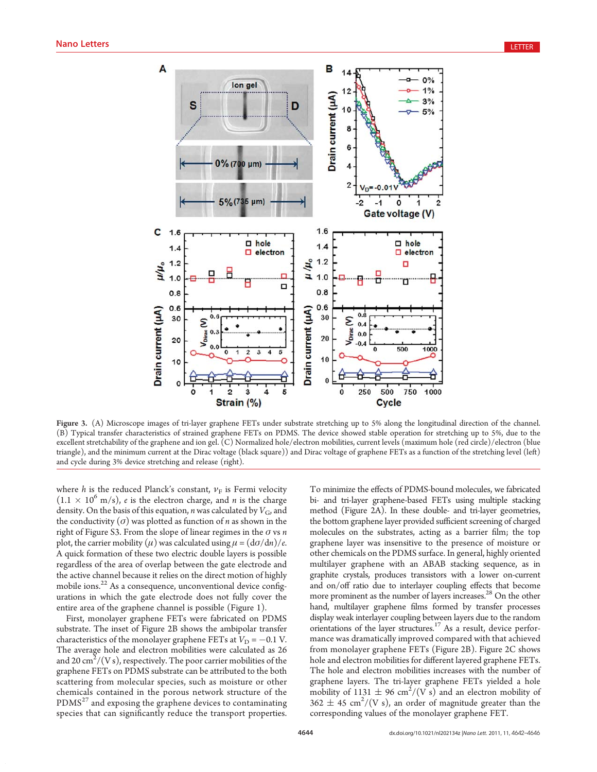Figure 3. (A) Microscope images of tri-layer graphene FETs under substrate stretching up to 5% along the longitudinal direction of the channel. (B) Typical transfer characteristics of strained graphene FETs on PDMS. The device showed stable operation for stretching up to 5%, due to the excellent stretchability of the graphene and ion gel. (C) Normalized hole/electron mobilities, current levels (maximum hole (red circle)/electron (blue triangle), and the minimum current at the Dirac voltage (black square)) and Dirac voltage of graphene FETs as a function of the stretching level (left) and cycle during 3% device stretching and release (right).

where $h$ is the reduced Planck's constant, $v_F$ is Fermi velocity ($1.1 \times 10^6$ m/s), $e$ is the electron charge, and $n$ is the charge density. On the basis of this equation, $n$ was calculated by $V_G$, and the conductivity ($\sigma$) was plotted as function of $n$ as shown in the right of Figure S3. From the slope of linear regimes in the $\sigma$ vs $n$ plot, the carrier mobility ($\mu$) was calculated using $\mu = (d\sigma/dn)/e$. A quick formation of these two electric double layers is possible regardless of the area of overlap between the gate electrode and the active channel because it relies on the direct motion of highly mobile ions.[22] As a consequence, unconventional device configurations in which the gate electrode does not fully cover the entire area of the graphene channel is possible (Figure 1).

First, monolayer graphene FETs were fabricated on PDMS substrate. The inset of Figure 2B shows the ambipolar transfer characteristics of the monolayer graphene FETs at $V_D = -0.1$ V. The average hole and electron mobilities were calculated as 26 and 20 $cm^2/(V\ s)$, respectively. The poor carrier mobilities of the graphene FETs on PDMS substrate can be attributed to the both scattering from molecular species, such as moisture or other chemicals contained in the porous network structure of the PDMS[27] and exposing the graphene devices to contaminating species that can significantly reduce the transport properties.

To minimize the effects of PDMS-bound molecules, we fabricated bi- and tri-layer graphene-based FETs using multiple stacking method (Figure 2A). In these double- and tri-layer geometries, the bottom graphene layer provided sufficient screening of charged molecules on the substrates, acting as a barrier film; the top graphene layer was insensitive to the presence of moisture or other chemicals on the PDMS surface. In general, highly oriented multilayer graphene with an ABAB stacking sequence, as in graphite crystals, produces transistors with a lower on-current and on/off ratio due to interlayer coupling effects that become more prominent as the number of layers increases.[28] On the other hand, multilayer graphene films formed by transfer processes display weak interlayer coupling between layers due to the random orientations of the layer structures.[17] As a result, device performance was dramatically improved compared with that achieved from monolayer graphene FETs (Figure 2B). Figure 2C shows hole and electron mobilities for different layered graphene FETs. The hole and electron mobilities increases with the number of graphene layers. The tri-layer graphene FETs yielded a hole mobility of $1131 \pm 96$ $cm^2/(V\ s)$ and an electron mobility of $362 \pm 45$ $cm^2/(V\ s)$, an order of magnitude greater than the corresponding values of the monolayer graphene FET.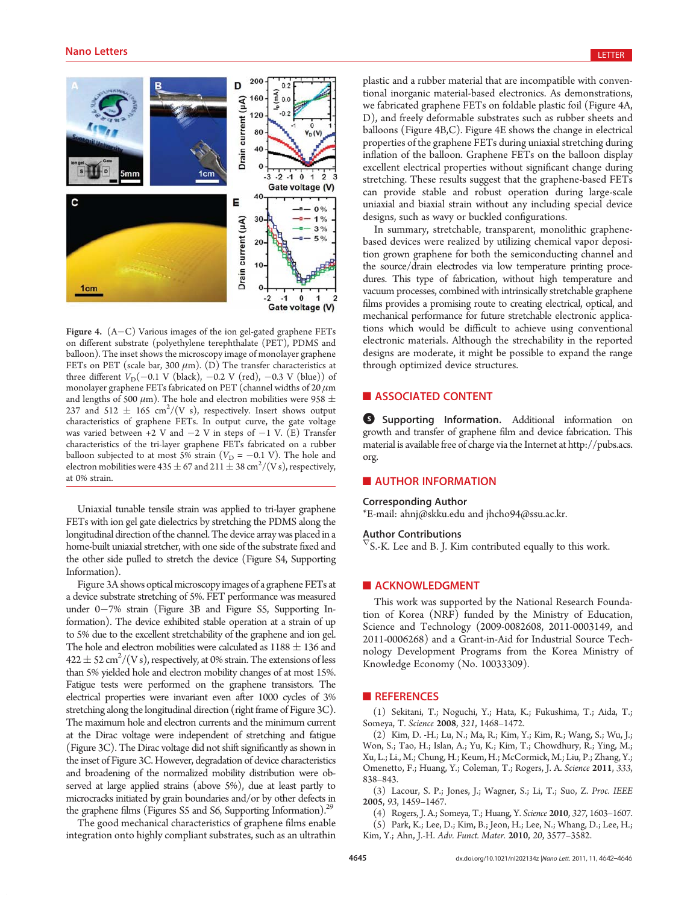Figure 4. (A−C) Various images of the ion gel-gated graphene FETs on different substrate (polyethylene terephthalate (PET), PDMS and balloon). The inset shows the microscopy image of monolayer graphene FETs on PET (scale bar, 300 $\mu$m). (D) The transfer characteristics at three different $V_D$($-0.1$ V (black), $-0.2$ V (red), $-0.3$ V (blue)) of monolayer graphene FETs fabricated on PET (channel widths of 20 $\mu$m and lengths of 500 $\mu$m). The hole and electron mobilities were 958 ± 237 and 512 ± 165 $cm^2/(V\ s)$, respectively. Insert shows output characteristics of graphene FETs. In output curve, the gate voltage was varied between +2 V and −2 V in steps of −1 V. (E) Transfer characteristics of the tri-layer graphene FETs fabricated on a rubber balloon subjected to at most 5% strain ($V_D = -0.1$ V). The hole and electron mobilities were 435 ± 67 and 211 ± 38 $cm^2/(V\ s)$, respectively, at 0% strain.

Uniaxial tunable tensile strain was applied to tri-layer graphene FETs with ion gel gate dielectrics by stretching the PDMS along the longitudinal direction of the channel. The device array was placed in a home-built uniaxial stretcher, with one side of the substrate fixed and the other side pulled to stretch the device (Figure S4, Supporting Information).

Figure 3A shows optical microscopy images of a graphene FETs at a device substrate stretching of 5%. FET performance was measured under 0−7% strain (Figure 3B and Figure S5, Supporting Information). The device exhibited stable operation at a strain of up to 5% due to the excellent stretchability of the graphene and ion gel. The hole and electron mobilities were calculated as 1188 ± 136 and 422 ± 52 $cm^2/(V\ s)$, respectively, at 0% strain. The extensions of less than 5% yielded hole and electron mobility changes of at most 15%. Fatigue tests were performed on the graphene transistors. The electrical properties were invariant even after 1000 cycles of 3% stretching along the longitudinal direction (right frame of Figure 3C). The maximum hole and electron currents and the minimum current at the Dirac voltage were independent of stretching and fatigue (Figure 3C). The Dirac voltage did not shift significantly as shown in the inset of Figure 3C. However, degradation of device characteristics and broadening of the normalized mobility distribution were observed at large applied strains (above 5%), due at least partly to microcracks initiated by grain boundaries and/or by other defects in the graphene films (Figures S5 and S6, Supporting Information).[29]

The good mechanical characteristics of graphene films enable integration onto highly compliant substrates, such as an ultrathin plastic and a rubber material that are incompatible with conventional inorganic material-based electronics. As demonstrations, we fabricated graphene FETs on foldable plastic foil (Figure 4A, D), and freely deformable substrates such as rubber sheets and balloons (Figure 4B,C). Figure 4E shows the change in electrical properties of the graphene FETs during uniaxial stretching during inflation of the balloon. Graphene FETs on the balloon display excellent electrical properties without significant change during stretching. These results suggest that the graphene-based FETs can provide stable and robust operation during large-scale uniaxial and biaxial strain without any including special device designs, such as wavy or buckled configurations.

In summary, stretchable, transparent, monolithic graphene-based devices were realized by utilizing chemical vapor deposition grown graphene for both the semiconducting channel and the source/drain electrodes via low temperature printing procedures. This type of fabrication, without high temperature and vacuum processes, combined with intrinsically stretchable graphene films provides a promising route to creating electrical, optical, and mechanical performance for future stretchable electronic applications which would be difficult to achieve using conventional electronic materials. Although the strechability in the reported designs are moderate, it might be possible to expand the range through optimized device structures.

## ■ ASSOCIATED CONTENT

**Supporting Information.** Additional information on growth and transfer of graphene film and device fabrication. This material is available free of charge via the Internet at http://pubs.acs.org.

## ■ AUTHOR INFORMATION

### Corresponding Author

*E-mail: ahnj@skku.edu and jhcho94@ssu.ac.kr.

### Author Contributions

[▽]S.-K. Lee and B. J. Kim contributed equally to this work.

## ■ ACKNOWLEDGMENT

This work was supported by the National Research Foundation of Korea (NRF) funded by the Ministry of Education, Science and Technology (2009-0082608, 2011-0003149, and 2011-0006268) and a Grant-in-Aid for Industrial Source Technology Development Programs from the Korea Ministry of Knowledge Economy (No. 10033309).

## ■ REFERENCES

(1) Sekitani, T.; Noguchi, Y.; Hata, K.; Fukushima, T.; Aida, T.; Someya, T. *Science* **2008**, *321*, 1468–1472.

(2) Kim, D. -H.; Lu, N.; Ma, R.; Kim, Y.; Kim, R.; Wang, S.; Wu, J.; Won, S.; Tao, H.; Islan, A.; Yu, K.; Kim, T.; Chowdhury, R.; Ying, M.; Xu, L.; Li., M.; Chung, H.; Keum, H.; McCormick, M.; Liu, P.; Zhang, Y.; Omenetto, F.; Huang, Y.; Coleman, T.; Rogers, J. A. *Science* **2011**, *333*, 838–843.

(3) Lacour, S. P.; Jones, J.; Wagner, S.; Li, T.; Suo, Z. *Proc. IEEE* **2005**, *93*, 1459–1467.

(4) Rogers, J. A.; Someya, T.; Huang, Y. *Science* **2010**, *327*, 1603–1607.

(5) Park, K.; Lee, D.; Kim, B.; Jeon, H.; Lee, N.; Whang, D.; Lee, H.; Kim, Y.; Ahn, J.-H. *Adv. Funct. Mater.* **2010**, *20*, 3577–3582.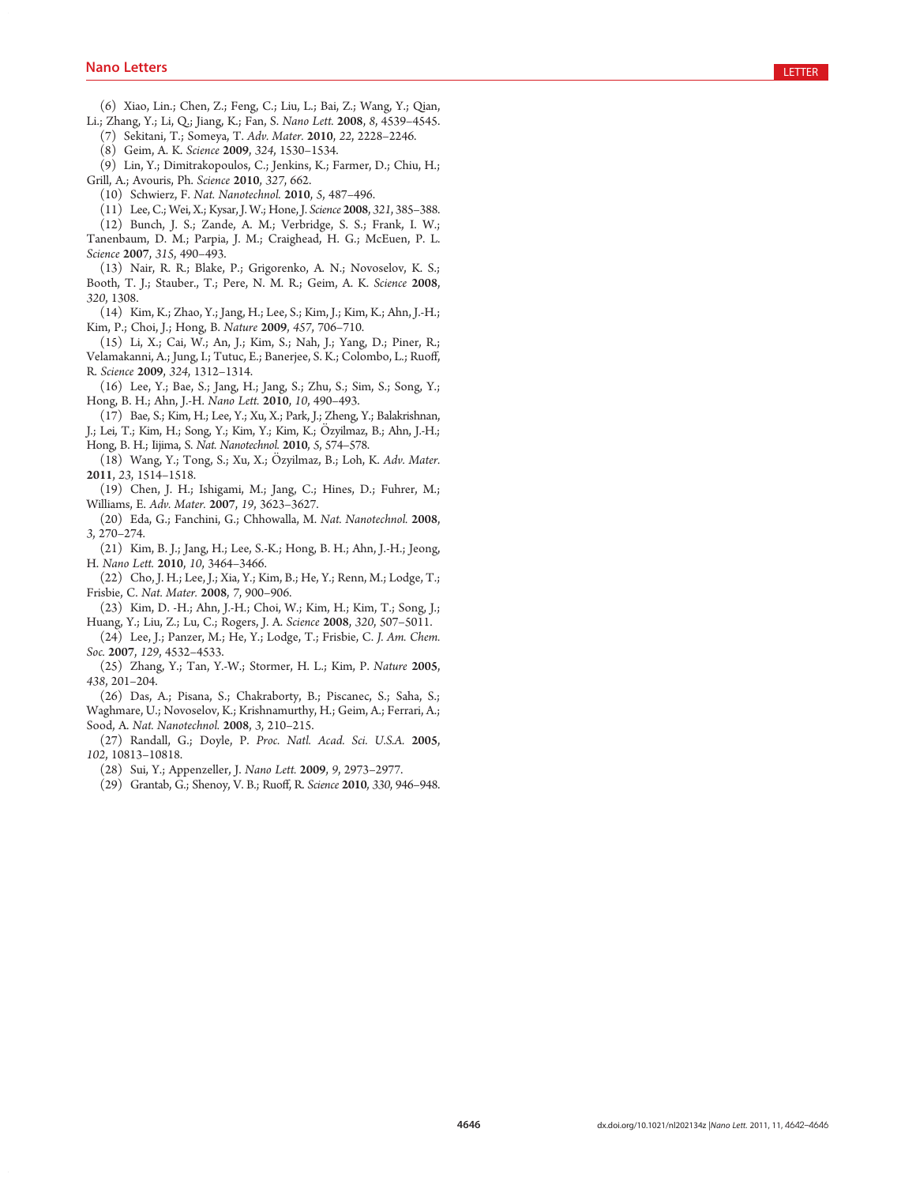(6) Xiao, Lin.; Chen, Z.; Feng, C.; Liu, L.; Bai, Z.; Wang, Y.; Qian, Li.; Zhang, Y.; Li, Q.; Jiang, K.; Fan, S. *Nano Lett.* **2008**, *8*, 4539–4545.

(7) Sekitani, T.; Someya, T. *Adv. Mater.* **2010**, *22*, 2228–2246.

(8) Geim, A. K. *Science* **2009**, *324*, 1530–1534.

(9) Lin, Y.; Dimitrakopoulos, C.; Jenkins, K.; Farmer, D.; Chiu, H.; Grill, A.; Avouris, Ph. *Science* **2010**, *327*, 662.

(10) Schwierz, F. *Nat. Nanotechnol.* **2010**, *5*, 487–496.

(11) Lee, C.; Wei, X.; Kysar, J. W.; Hone, J. *Science* **2008**, *321*, 385–388.

(12) Bunch, J. S.; Zande, A. M.; Verbridge, S. S.; Frank, I. W.; Tanenbaum, D. M.; Parpia, J. M.; Craighead, H. G.; McEuen, P. L. *Science* **2007**, *315*, 490–493.

(13) Nair, R. R.; Blake, P.; Grigorenko, A. N.; Novoselov, K. S.; Booth, T. J.; Stauber., T.; Pere, N. M. R.; Geim, A. K. *Science* **2008**, *320*, 1308.

(14) Kim, K.; Zhao, Y.; Jang, H.; Lee, S.; Kim, J.; Kim, K.; Ahn, J.-H.; Kim, P.; Choi, J.; Hong, B. *Nature* **2009**, *457*, 706–710.

(15) Li, X.; Cai, W.; An, J.; Kim, S.; Nah, J.; Yang, D.; Piner, R.; Velamakanni, A.; Jung, I.; Tutuc, E.; Banerjee, S. K.; Colombo, L.; Ruoff, R. *Science* **2009**, *324*, 1312–1314.

(16) Lee, Y.; Bae, S.; Jang, H.; Jang, S.; Zhu, S.; Sim, S.; Song, Y.; Hong, B. H.; Ahn, J.-H. *Nano Lett.* **2010**, *10*, 490–493.

(17) Bae, S.; Kim, H.; Lee, Y.; Xu, X.; Park, J.; Zheng, Y.; Balakrishnan, J.; Lei, T.; Kim, H.; Song, Y.; Kim, Y.; Kim, K.; Özyilmaz, B.; Ahn, J.-H.; Hong, B. H.; Iijima, S. *Nat. Nanotechnol.* **2010**, *5*, 574–578.

(18) Wang, Y.; Tong, S.; Xu, X.; Özyilmaz, B.; Loh, K. *Adv. Mater.* **2011**, *23*, 1514–1518.

(19) Chen, J. H.; Ishigami, M.; Jang, C.; Hines, D.; Fuhrer, M.; Williams, E. *Adv. Mater.* **2007**, *19*, 3623–3627.

(20) Eda, G.; Fanchini, G.; Chhowalla, M. *Nat. Nanotechnol.* **2008**, *3*, 270–274.

(21) Kim, B. J.; Jang, H.; Lee, S.-K.; Hong, B. H.; Ahn, J.-H.; Jeong, H. *Nano Lett.* **2010**, *10*, 3464–3466.

(22) Cho, J. H.; Lee, J.; Xia, Y.; Kim, B.; He, Y.; Renn, M.; Lodge, T.; Frisbie, C. *Nat. Mater.* **2008**, *7*, 900–906.

(23) Kim, D. -H.; Ahn, J.-H.; Choi, W.; Kim, H.; Kim, T.; Song, J.; Huang, Y.; Liu, Z.; Lu, C.; Rogers, J. A. *Science* **2008**, *320*, 507–5011.

(24) Lee, J.; Panzer, M.; He, Y.; Lodge, T.; Frisbie, C. *J. Am. Chem. Soc.* **2007**, *129*, 4532–4533.

(25) Zhang, Y.; Tan, Y.-W.; Stormer, H. L.; Kim, P. *Nature* **2005**, *438*, 201–204.

(26) Das, A.; Pisana, S.; Chakraborty, B.; Piscanec, S.; Saha, S.; Waghmare, U.; Novoselov, K.; Krishnamurthy, H.; Geim, A.; Ferrari, A.; Sood, A. *Nat. Nanotechnol.* **2008**, *3*, 210–215.

(27) Randall, G.; Doyle, P. *Proc. Natl. Acad. Sci. U.S.A.* **2005**, *102*, 10813–10818.

(28) Sui, Y.; Appenzeller, J. *Nano Lett.* **2009**, *9*, 2973–2977.

(29) Grantab, G.; Shenoy, V. B.; Ruoff, R. *Science* **2010**, *330*, 946–948.